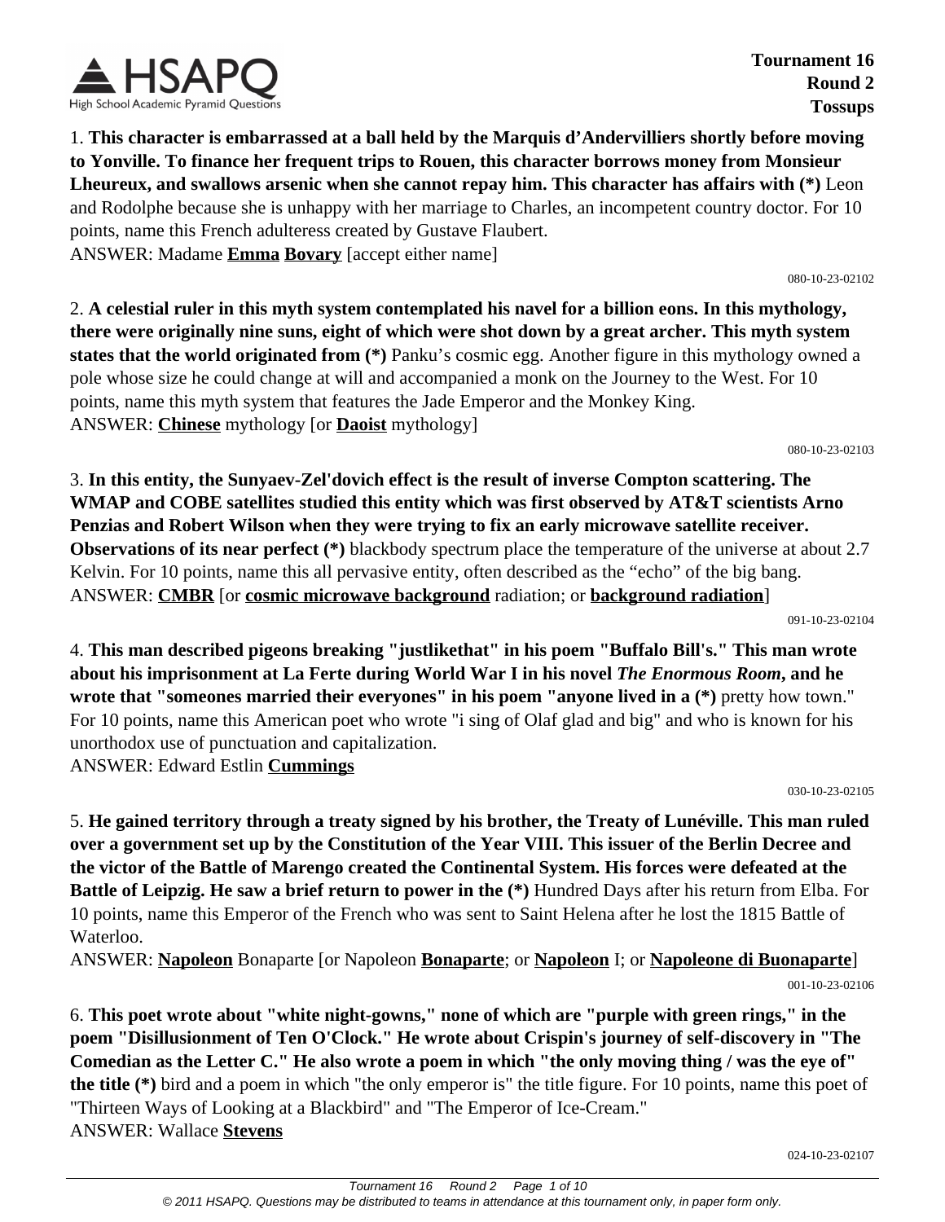Tournament 16
Round 2
Tossups

1. **This character is embarrassed at a ball held by the Marquis d'Andervilliers shortly before moving to Yonville. To finance her frequent trips to Rouen, this character borrows money from Monsieur Lheureux, and swallows arsenic when she cannot repay him. This character has affairs with (*)** Leon and Rodolphe because she is unhappy with her marriage to Charles, an incompetent country doctor. For 10 points, name this French adulteress created by Gustave Flaubert.
ANSWER: Madame **Emma** **Bovary** [accept either name]

080-10-23-02102

2. **A celestial ruler in this myth system contemplated his navel for a billion eons. In this mythology, there were originally nine suns, eight of which were shot down by a great archer. This myth system states that the world originated from (*)** Panku's cosmic egg. Another figure in this mythology owned a pole whose size he could change at will and accompanied a monk on the Journey to the West. For 10 points, name this myth system that features the Jade Emperor and the Monkey King.
ANSWER: **Chinese** mythology [or **Daoist** mythology]

080-10-23-02103

3. **In this entity, the Sunyaev-Zel'dovich effect is the result of inverse Compton scattering. The WMAP and COBE satellites studied this entity which was first observed by AT&T scientists Arno Penzias and Robert Wilson when they were trying to fix an early microwave satellite receiver. Observations of its near perfect (*)** blackbody spectrum place the temperature of the universe at about 2.7 Kelvin. For 10 points, name this all pervasive entity, often described as the "echo" of the big bang.
ANSWER: **CMBR** [or **cosmic microwave background** radiation; or **background radiation**]

091-10-23-02104

4. **This man described pigeons breaking "justlikethat" in his poem "Buffalo Bill's." This man wrote about his imprisonment at La Ferte during World War I in his novel *The Enormous Room*, and he wrote that "someones married their everyones" in his poem "anyone lived in a (*)** pretty how town." For 10 points, name this American poet who wrote "i sing of Olaf glad and big" and who is known for his unorthodox use of punctuation and capitalization.
ANSWER: Edward Estlin **Cummings**

030-10-23-02105

5. **He gained territory through a treaty signed by his brother, the Treaty of Lunéville. This man ruled over a government set up by the Constitution of the Year VIII. This issuer of the Berlin Decree and the victor of the Battle of Marengo created the Continental System. His forces were defeated at the Battle of Leipzig. He saw a brief return to power in the (*)** Hundred Days after his return from Elba. For 10 points, name this Emperor of the French who was sent to Saint Helena after he lost the 1815 Battle of Waterloo.
ANSWER: **Napoleon** Bonaparte [or Napoleon **Bonaparte**; or **Napoleon** I; or **Napoleone di Buonaparte**]

001-10-23-02106

6. **This poet wrote about "white night-gowns," none of which are "purple with green rings," in the poem "Disillusionment of Ten O'Clock." He wrote about Crispin's journey of self-discovery in "The Comedian as the Letter C." He also wrote a poem in which "the only moving thing / was the eye of" the title (*)** bird and a poem in which "the only emperor is" the title figure. For 10 points, name this poet of "Thirteen Ways of Looking at a Blackbird" and "The Emperor of Ice-Cream."
ANSWER: Wallace **Stevens**

024-10-23-02107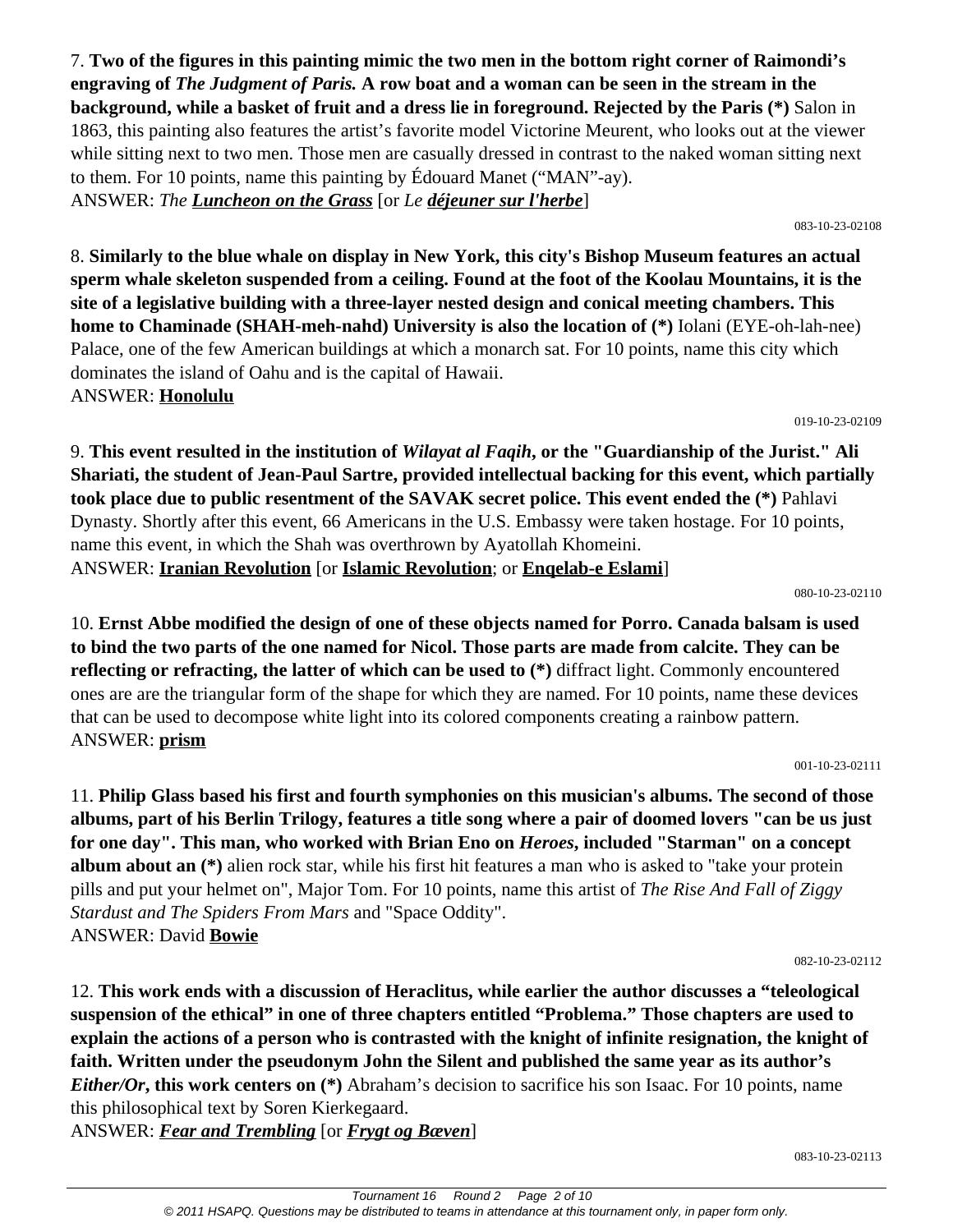7. **Two of the figures in this painting mimic the two men in the bottom right corner of Raimondi's engraving of *The Judgment of Paris.* A row boat and a woman can be seen in the stream in the background, while a basket of fruit and a dress lie in foreground. Rejected by the Paris (*)** Salon in 1863, this painting also features the artist's favorite model Victorine Meurent, who looks out at the viewer while sitting next to two men. Those men are casually dressed in contrast to the naked woman sitting next to them. For 10 points, name this painting by Édouard Manet ("MAN"-ay).
ANSWER: *The **Luncheon on the Grass*** [or *Le **déjeuner sur l'herbe***]

083-10-23-02108

8. **Similarly to the blue whale on display in New York, this city's Bishop Museum features an actual sperm whale skeleton suspended from a ceiling. Found at the foot of the Koolau Mountains, it is the site of a legislative building with a three-layer nested design and conical meeting chambers. This home to Chaminade (SHAH-meh-nahd) University is also the location of (*)** Iolani (EYE-oh-lah-nee) Palace, one of the few American buildings at which a monarch sat. For 10 points, name this city which dominates the island of Oahu and is the capital of Hawaii.
ANSWER: **Honolulu**

019-10-23-02109

9. **This event resulted in the institution of *Wilayat al Faqih*, or the "Guardianship of the Jurist." Ali Shariati, the student of Jean-Paul Sartre, provided intellectual backing for this event, which partially took place due to public resentment of the SAVAK secret police. This event ended the (*)** Pahlavi Dynasty. Shortly after this event, 66 Americans in the U.S. Embassy were taken hostage. For 10 points, name this event, in which the Shah was overthrown by Ayatollah Khomeini.
ANSWER: **Iranian Revolution** [or **Islamic Revolution**; or **Enqelab-e Eslami**]

080-10-23-02110

10. **Ernst Abbe modified the design of one of these objects named for Porro. Canada balsam is used to bind the two parts of the one named for Nicol. Those parts are made from calcite. They can be reflecting or refracting, the latter of which can be used to (*)** diffract light. Commonly encountered ones are are the triangular form of the shape for which they are named. For 10 points, name these devices that can be used to decompose white light into its colored components creating a rainbow pattern.
ANSWER: **prism**

001-10-23-02111

11. **Philip Glass based his first and fourth symphonies on this musician's albums. The second of those albums, part of his Berlin Trilogy, features a title song where a pair of doomed lovers "can be us just for one day". This man, who worked with Brian Eno on *Heroes*, included "Starman" on a concept album about an (*)** alien rock star, while his first hit features a man who is asked to "take your protein pills and put your helmet on", Major Tom. For 10 points, name this artist of *The Rise And Fall of Ziggy Stardust and The Spiders From Mars* and "Space Oddity".
ANSWER: David **Bowie**

082-10-23-02112

12. **This work ends with a discussion of Heraclitus, while earlier the author discusses a "teleological suspension of the ethical" in one of three chapters entitled "Problema." Those chapters are used to explain the actions of a person who is contrasted with the knight of infinite resignation, the knight of faith. Written under the pseudonym John the Silent and published the same year as its author's *Either/Or*, this work centers on (*)** Abraham's decision to sacrifice his son Isaac. For 10 points, name this philosophical text by Soren Kierkegaard.
ANSWER: ***Fear and Trembling*** [or ***Frygt og Bæven***]

083-10-23-02113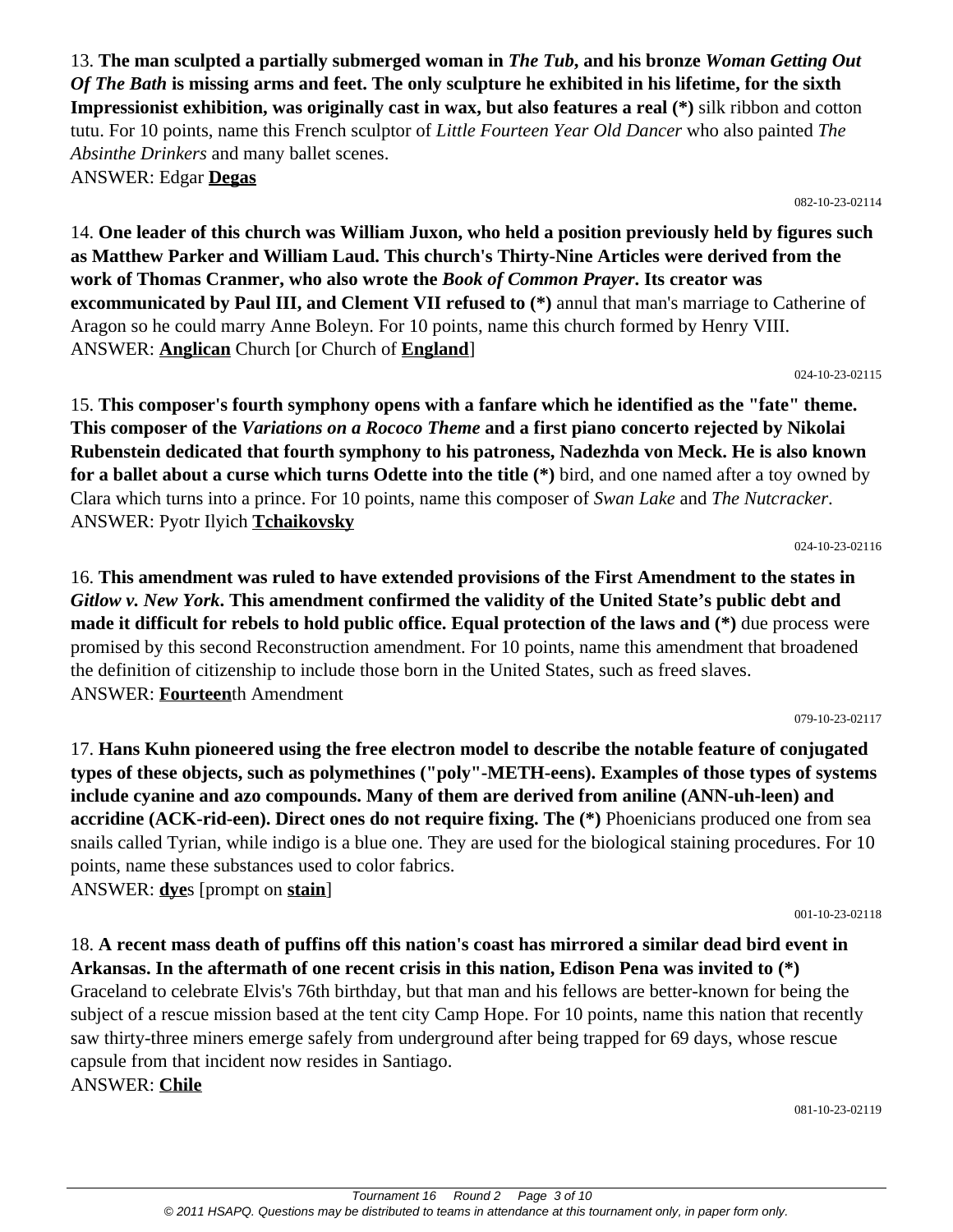13. **The man sculpted a partially submerged woman in *The Tub*, and his bronze *Woman Getting Out Of The Bath* is missing arms and feet. The only sculpture he exhibited in his lifetime, for the sixth Impressionist exhibition, was originally cast in wax, but also features a real (*)** silk ribbon and cotton tutu. For 10 points, name this French sculptor of *Little Fourteen Year Old Dancer* who also painted *The Absinthe Drinkers* and many ballet scenes.
ANSWER: Edgar **Degas**

082-10-23-02114

14. **One leader of this church was William Juxon, who held a position previously held by figures such as Matthew Parker and William Laud. This church's Thirty-Nine Articles were derived from the work of Thomas Cranmer, who also wrote the *Book of Common Prayer*. Its creator was excommunicated by Paul III, and Clement VII refused to (*)** annul that man's marriage to Catherine of Aragon so he could marry Anne Boleyn. For 10 points, name this church formed by Henry VIII.
ANSWER: **Anglican** Church [or Church of **England**]

024-10-23-02115

15. **This composer's fourth symphony opens with a fanfare which he identified as the "fate" theme. This composer of the *Variations on a Rococo Theme* and a first piano concerto rejected by Nikolai Rubenstein dedicated that fourth symphony to his patroness, Nadezhda von Meck. He is also known for a ballet about a curse which turns Odette into the title (*)** bird, and one named after a toy owned by Clara which turns into a prince. For 10 points, name this composer of *Swan Lake* and *The Nutcracker*.
ANSWER: Pyotr Ilyich **Tchaikovsky**

024-10-23-02116

16. **This amendment was ruled to have extended provisions of the First Amendment to the states in *Gitlow v. New York*. This amendment confirmed the validity of the United State's public debt and made it difficult for rebels to hold public office. Equal protection of the laws and (*)** due process were promised by this second Reconstruction amendment. For 10 points, name this amendment that broadened the definition of citizenship to include those born in the United States, such as freed slaves.
ANSWER: **Fourteen**th Amendment

079-10-23-02117

17. **Hans Kuhn pioneered using the free electron model to describe the notable feature of conjugated types of these objects, such as polymethines ("poly"-METH-eens). Examples of those types of systems include cyanine and azo compounds. Many of them are derived from aniline (ANN-uh-leen) and accridine (ACK-rid-een). Direct ones do not require fixing. The (*)** Phoenicians produced one from sea snails called Tyrian, while indigo is a blue one. They are used for the biological staining procedures. For 10 points, name these substances used to color fabrics.
ANSWER: **dye**s [prompt on **stain**]

001-10-23-02118

18. **A recent mass death of puffins off this nation's coast has mirrored a similar dead bird event in Arkansas. In the aftermath of one recent crisis in this nation, Edison Pena was invited to (*)** Graceland to celebrate Elvis's 76th birthday, but that man and his fellows are better-known for being the subject of a rescue mission based at the tent city Camp Hope. For 10 points, name this nation that recently saw thirty-three miners emerge safely from underground after being trapped for 69 days, whose rescue capsule from that incident now resides in Santiago.
ANSWER: **Chile**

081-10-23-02119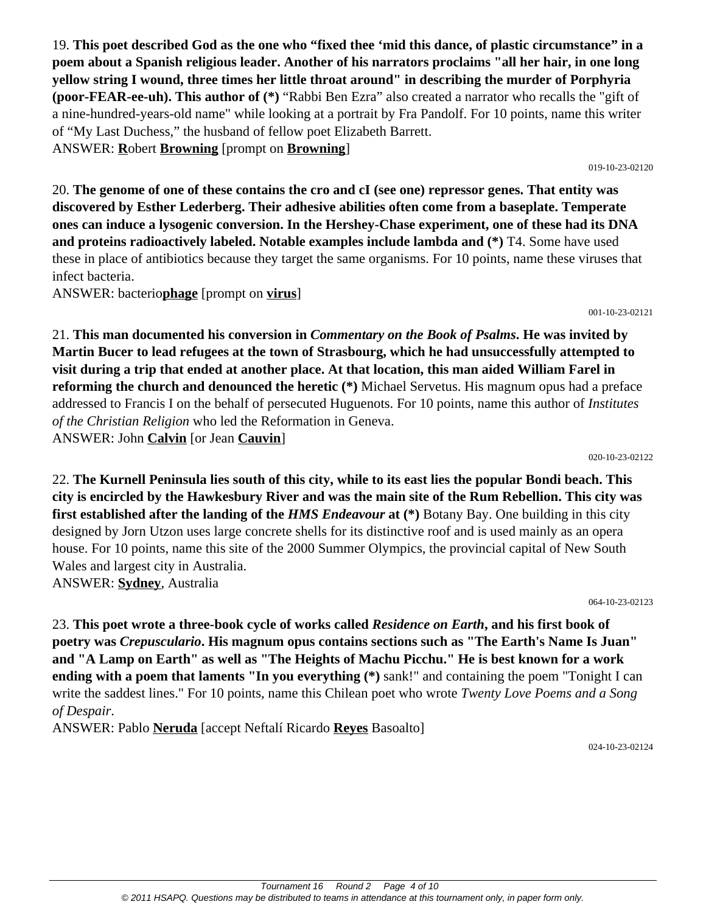19. **This poet described God as the one who "fixed thee 'mid this dance, of plastic circumstance" in a poem about a Spanish religious leader. Another of his narrators proclaims "all her hair, in one long yellow string I wound, three times her little throat around" in describing the murder of Porphyria (poor-FEAR-ee-uh). This author of (*)** "Rabbi Ben Ezra" also created a narrator who recalls the "gift of a nine-hundred-years-old name" while looking at a portrait by Fra Pandolf. For 10 points, name this writer of "My Last Duchess," the husband of fellow poet Elizabeth Barrett.

ANSWER: **R**obert **Browning** [prompt on **Browning**]

019-10-23-02120

20. **The genome of one of these contains the cro and cI (see one) repressor genes. That entity was discovered by Esther Lederberg. Their adhesive abilities often come from a baseplate. Temperate ones can induce a lysogenic conversion. In the Hershey-Chase experiment, one of these had its DNA and proteins radioactively labeled. Notable examples include lambda and (*)** T4. Some have used these in place of antibiotics because they target the same organisms. For 10 points, name these viruses that infect bacteria.

ANSWER: bacterio**phage** [prompt on **virus**]

001-10-23-02121

21. **This man documented his conversion in *Commentary on the Book of Psalms*. He was invited by Martin Bucer to lead refugees at the town of Strasbourg, which he had unsuccessfully attempted to visit during a trip that ended at another place. At that location, this man aided William Farel in reforming the church and denounced the heretic (*)** Michael Servetus. His magnum opus had a preface addressed to Francis I on the behalf of persecuted Huguenots. For 10 points, name this author of *Institutes of the Christian Religion* who led the Reformation in Geneva.

ANSWER: John **Calvin** [or Jean **Cauvin**]

020-10-23-02122

22. **The Kurnell Peninsula lies south of this city, while to its east lies the popular Bondi beach. This city is encircled by the Hawkesbury River and was the main site of the Rum Rebellion. This city was first established after the landing of the *HMS Endeavour* at (*)** Botany Bay. One building in this city designed by Jorn Utzon uses large concrete shells for its distinctive roof and is used mainly as an opera house. For 10 points, name this site of the 2000 Summer Olympics, the provincial capital of New South Wales and largest city in Australia.

ANSWER: **Sydney**, Australia

064-10-23-02123

23. **This poet wrote a three-book cycle of works called *Residence on Earth*, and his first book of poetry was *Crepusculario*. His magnum opus contains sections such as "The Earth's Name Is Juan" and "A Lamp on Earth" as well as "The Heights of Machu Picchu." He is best known for a work ending with a poem that laments "In you everything (*)** sank!" and containing the poem "Tonight I can write the saddest lines." For 10 points, name this Chilean poet who wrote *Twenty Love Poems and a Song of Despair*.

ANSWER: Pablo **Neruda** [accept Neftalí Ricardo **Reyes** Basoalto]

024-10-23-02124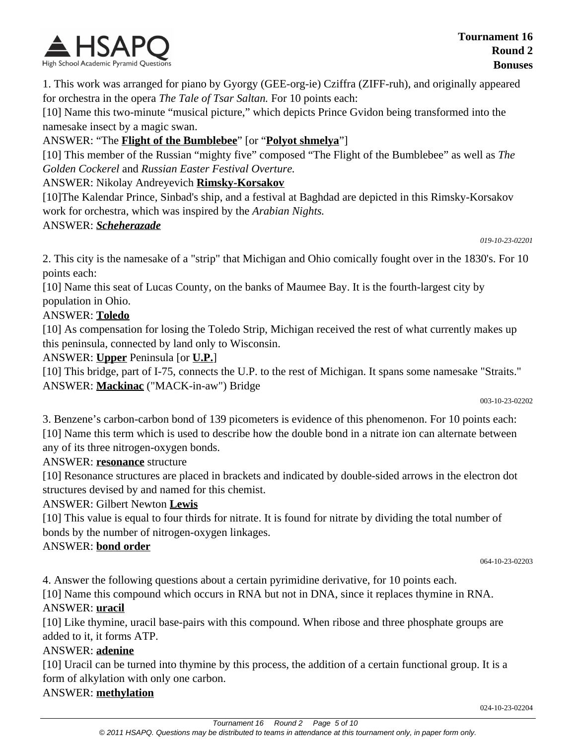1. This work was arranged for piano by Gyorgy (GEE-org-ie) Cziffra (ZIFF-ruh), and originally appeared for orchestra in the opera *The Tale of Tsar Saltan.* For 10 points each:

[10] Name this two-minute "musical picture," which depicts Prince Gvidon being transformed into the namesake insect by a magic swan.

ANSWER: "The **Flight of the Bumblebee**" [or "**Polyot shmelya**"]

[10] This member of the Russian "mighty five" composed "The Flight of the Bumblebee" as well as *The Golden Cockerel* and *Russian Easter Festival Overture.*

ANSWER: Nikolay Andreyevich **Rimsky-Korsakov**

[10]The Kalendar Prince, Sinbad's ship, and a festival at Baghdad are depicted in this Rimsky-Korsakov work for orchestra, which was inspired by the *Arabian Nights.*

ANSWER: ***Scheherazade***

*019-10-23-02201*

2. This city is the namesake of a "strip" that Michigan and Ohio comically fought over in the 1830's. For 10 points each:

[10] Name this seat of Lucas County, on the banks of Maumee Bay. It is the fourth-largest city by population in Ohio.

ANSWER: **Toledo**

[10] As compensation for losing the Toledo Strip, Michigan received the rest of what currently makes up this peninsula, connected by land only to Wisconsin.

ANSWER: **Upper** Peninsula [or **U.P.**]

[10] This bridge, part of I-75, connects the U.P. to the rest of Michigan. It spans some namesake "Straits."

ANSWER: **Mackinac** ("MACK-in-aw") Bridge

003-10-23-02202

3. Benzene's carbon-carbon bond of 139 picometers is evidence of this phenomenon. For 10 points each:

[10] Name this term which is used to describe how the double bond in a nitrate ion can alternate between any of its three nitrogen-oxygen bonds.

ANSWER: **resonance** structure

[10] Resonance structures are placed in brackets and indicated by double-sided arrows in the electron dot structures devised by and named for this chemist.

ANSWER: Gilbert Newton **Lewis**

[10] This value is equal to four thirds for nitrate. It is found for nitrate by dividing the total number of bonds by the number of nitrogen-oxygen linkages.

ANSWER: **bond order**

064-10-23-02203

4. Answer the following questions about a certain pyrimidine derivative, for 10 points each.

[10] Name this compound which occurs in RNA but not in DNA, since it replaces thymine in RNA.

ANSWER: **uracil**

[10] Like thymine, uracil base-pairs with this compound. When ribose and three phosphate groups are added to it, it forms ATP.

ANSWER: **adenine**

[10] Uracil can be turned into thymine by this process, the addition of a certain functional group. It is a form of alkylation with only one carbon.

ANSWER: **methylation**

024-10-23-02204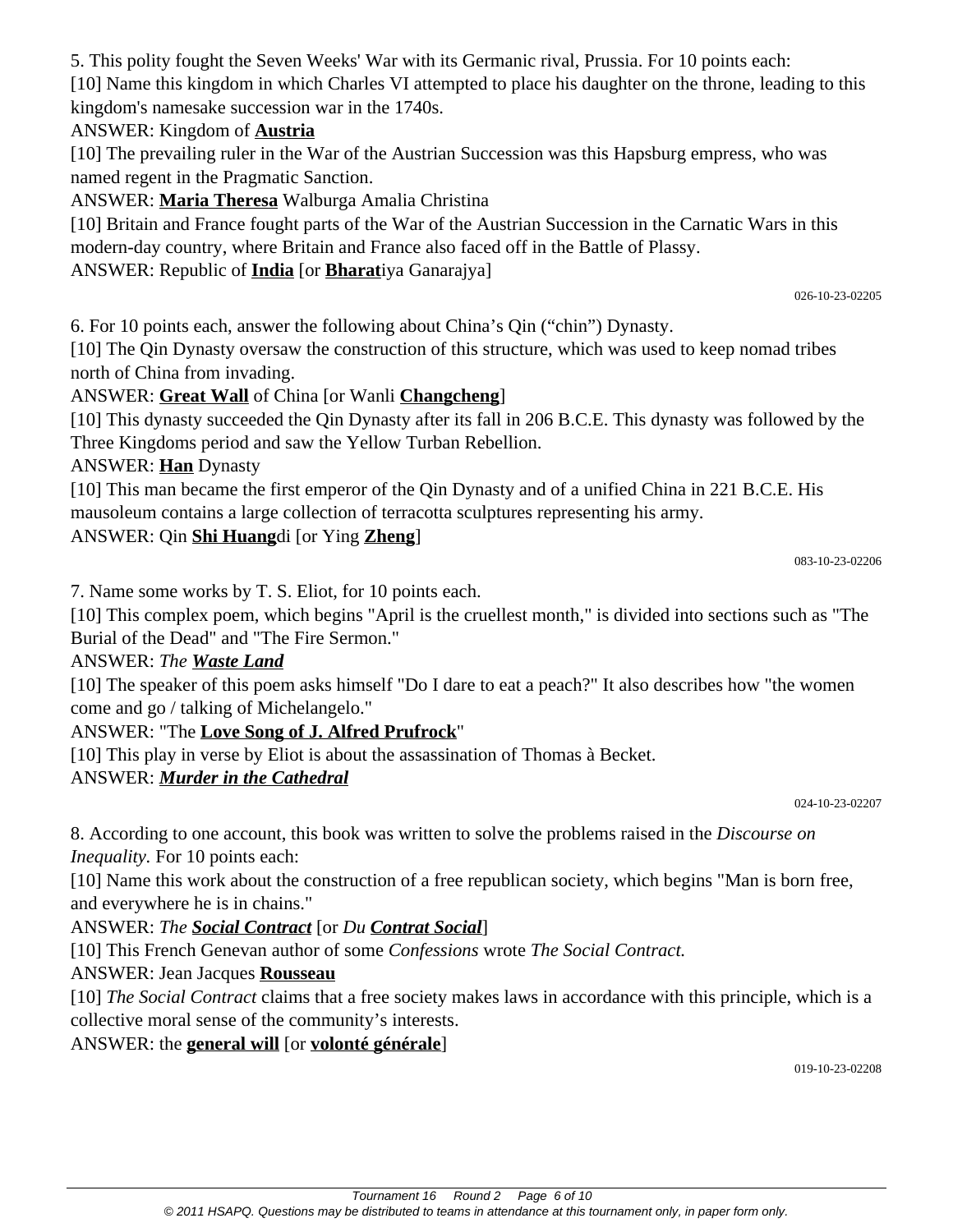5. This polity fought the Seven Weeks' War with its Germanic rival, Prussia. For 10 points each:

[10] Name this kingdom in which Charles VI attempted to place his daughter on the throne, leading to this kingdom's namesake succession war in the 1740s.

ANSWER: Kingdom of **Austria**

[10] The prevailing ruler in the War of the Austrian Succession was this Hapsburg empress, who was named regent in the Pragmatic Sanction.

ANSWER: **Maria Theresa** Walburga Amalia Christina

[10] Britain and France fought parts of the War of the Austrian Succession in the Carnatic Wars in this modern-day country, where Britain and France also faced off in the Battle of Plassy.

ANSWER: Republic of **India** [or **Bharat**iya Ganarajya]

026-10-23-02205

6. For 10 points each, answer the following about China's Qin ("chin") Dynasty.

[10] The Qin Dynasty oversaw the construction of this structure, which was used to keep nomad tribes north of China from invading.

ANSWER: **Great Wall** of China [or Wanli **Changcheng**]

[10] This dynasty succeeded the Qin Dynasty after its fall in 206 B.C.E. This dynasty was followed by the Three Kingdoms period and saw the Yellow Turban Rebellion.

ANSWER: **Han** Dynasty

[10] This man became the first emperor of the Qin Dynasty and of a unified China in 221 B.C.E. His mausoleum contains a large collection of terracotta sculptures representing his army.

ANSWER: Qin **Shi Huang**di [or Ying **Zheng**]

083-10-23-02206

7. Name some works by T. S. Eliot, for 10 points each.

[10] This complex poem, which begins "April is the cruellest month," is divided into sections such as "The Burial of the Dead" and "The Fire Sermon."

ANSWER: *The **Waste Land***

[10] The speaker of this poem asks himself "Do I dare to eat a peach?" It also describes how "the women come and go / talking of Michelangelo."

ANSWER: "The **Love Song of J. Alfred Prufrock**"

[10] This play in verse by Eliot is about the assassination of Thomas à Becket.

ANSWER: ***Murder in the Cathedral***

024-10-23-02207

8. According to one account, this book was written to solve the problems raised in the *Discourse on Inequality.* For 10 points each:

[10] Name this work about the construction of a free republican society, which begins "Man is born free, and everywhere he is in chains."

ANSWER: *The **Social Contract*** [or *Du **Contrat Social***]

[10] This French Genevan author of some *Confessions* wrote *The Social Contract.*

ANSWER: Jean Jacques **Rousseau**

[10] *The Social Contract* claims that a free society makes laws in accordance with this principle, which is a collective moral sense of the community's interests.

ANSWER: the **general will** [or **volonté générale**]

019-10-23-02208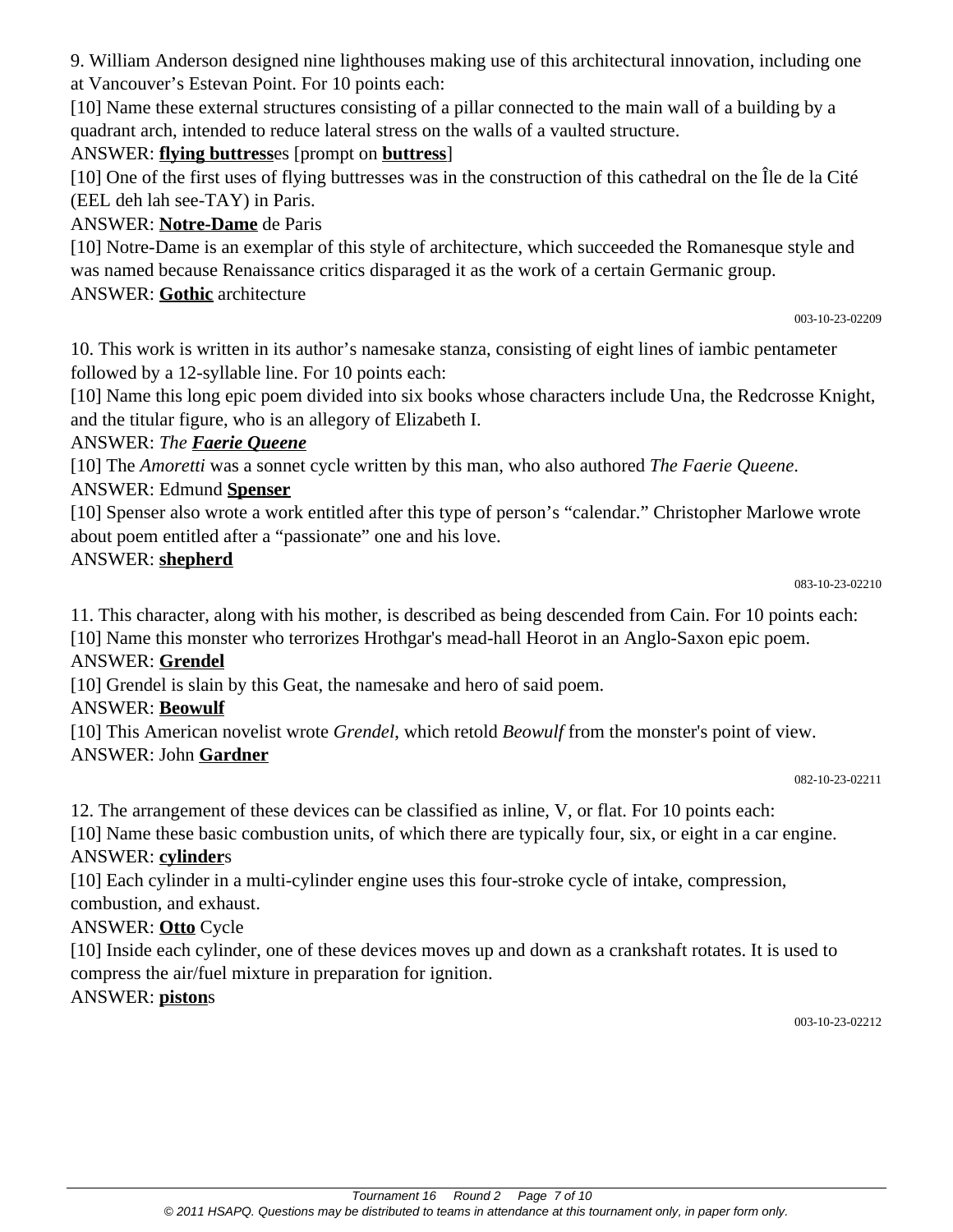9. William Anderson designed nine lighthouses making use of this architectural innovation, including one at Vancouver's Estevan Point. For 10 points each:

[10] Name these external structures consisting of a pillar connected to the main wall of a building by a quadrant arch, intended to reduce lateral stress on the walls of a vaulted structure.

ANSWER: **flying buttress**es [prompt on **buttress**]

[10] One of the first uses of flying buttresses was in the construction of this cathedral on the Île de la Cité (EEL deh lah see-TAY) in Paris.

ANSWER: **Notre-Dame** de Paris

[10] Notre-Dame is an exemplar of this style of architecture, which succeeded the Romanesque style and was named because Renaissance critics disparaged it as the work of a certain Germanic group.

ANSWER: **Gothic** architecture

003-10-23-02209

10. This work is written in its author's namesake stanza, consisting of eight lines of iambic pentameter followed by a 12-syllable line. For 10 points each:

[10] Name this long epic poem divided into six books whose characters include Una, the Redcrosse Knight, and the titular figure, who is an allegory of Elizabeth I.

ANSWER: *The* ***Faerie Queene***

[10] The *Amoretti* was a sonnet cycle written by this man, who also authored *The Faerie Queene*.

ANSWER: Edmund **Spenser**

[10] Spenser also wrote a work entitled after this type of person's "calendar." Christopher Marlowe wrote about poem entitled after a "passionate" one and his love.

ANSWER: **shepherd**

083-10-23-02210

11. This character, along with his mother, is described as being descended from Cain. For 10 points each:

[10] Name this monster who terrorizes Hrothgar's mead-hall Heorot in an Anglo-Saxon epic poem.

ANSWER: **Grendel**

[10] Grendel is slain by this Geat, the namesake and hero of said poem.

ANSWER: **Beowulf**

[10] This American novelist wrote *Grendel*, which retold *Beowulf* from the monster's point of view.

ANSWER: John **Gardner**

082-10-23-02211

12. The arrangement of these devices can be classified as inline, V, or flat. For 10 points each:

[10] Name these basic combustion units, of which there are typically four, six, or eight in a car engine.

ANSWER: **cylinder**s

[10] Each cylinder in a multi-cylinder engine uses this four-stroke cycle of intake, compression, combustion, and exhaust.

ANSWER: **Otto** Cycle

[10] Inside each cylinder, one of these devices moves up and down as a crankshaft rotates. It is used to compress the air/fuel mixture in preparation for ignition.

ANSWER: **piston**s

003-10-23-02212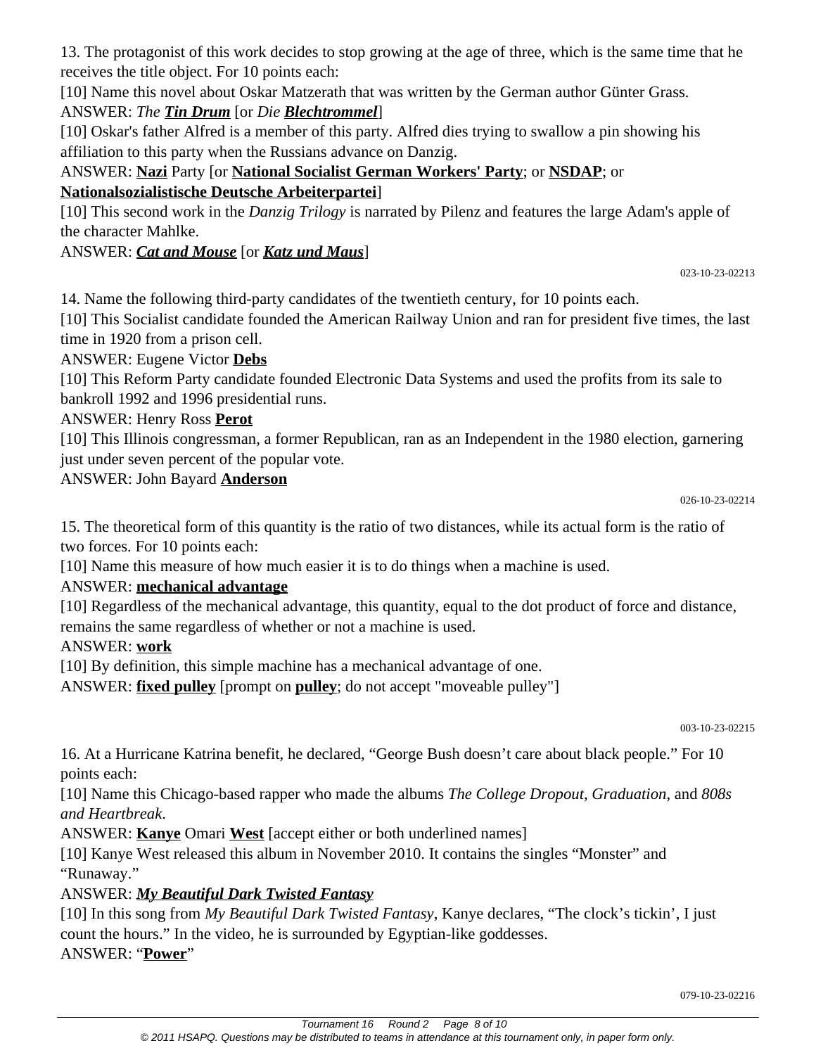13. The protagonist of this work decides to stop growing at the age of three, which is the same time that he receives the title object. For 10 points each:

[10] Name this novel about Oskar Matzerath that was written by the German author Günter Grass.

ANSWER: *The **Tin Drum*** [or *Die **Blechtrommel***]

[10] Oskar's father Alfred is a member of this party. Alfred dies trying to swallow a pin showing his affiliation to this party when the Russians advance on Danzig.

ANSWER: **Nazi** Party [or **National Socialist German Workers' Party**; or **NSDAP**; or **Nationalsozialistische Deutsche Arbeiterpartei**]

[10] This second work in the *Danzig Trilogy* is narrated by Pilenz and features the large Adam's apple of the character Mahlke.

ANSWER: ***Cat and Mouse*** [or ***Katz und Maus***]

023-10-23-02213

14. Name the following third-party candidates of the twentieth century, for 10 points each.

[10] This Socialist candidate founded the American Railway Union and ran for president five times, the last time in 1920 from a prison cell.

ANSWER: Eugene Victor **Debs**

[10] This Reform Party candidate founded Electronic Data Systems and used the profits from its sale to bankroll 1992 and 1996 presidential runs.

ANSWER: Henry Ross **Perot**

[10] This Illinois congressman, a former Republican, ran as an Independent in the 1980 election, garnering just under seven percent of the popular vote.

ANSWER: John Bayard **Anderson**

026-10-23-02214

15. The theoretical form of this quantity is the ratio of two distances, while its actual form is the ratio of two forces. For 10 points each:

[10] Name this measure of how much easier it is to do things when a machine is used.

ANSWER: **mechanical advantage**

[10] Regardless of the mechanical advantage, this quantity, equal to the dot product of force and distance, remains the same regardless of whether or not a machine is used.

ANSWER: **work**

[10] By definition, this simple machine has a mechanical advantage of one.

ANSWER: **fixed pulley** [prompt on **pulley**; do not accept "moveable pulley"]

003-10-23-02215

16. At a Hurricane Katrina benefit, he declared, "George Bush doesn't care about black people." For 10 points each:

[10] Name this Chicago-based rapper who made the albums *The College Dropout*, *Graduation*, and *808s and Heartbreak*.

ANSWER: **Kanye** Omari **West** [accept either or both underlined names]

[10] Kanye West released this album in November 2010. It contains the singles "Monster" and "Runaway."

ANSWER: ***My Beautiful Dark Twisted Fantasy***

[10] In this song from *My Beautiful Dark Twisted Fantasy*, Kanye declares, "The clock's tickin', I just count the hours." In the video, he is surrounded by Egyptian-like goddesses.

ANSWER: "**Power**"

079-10-23-02216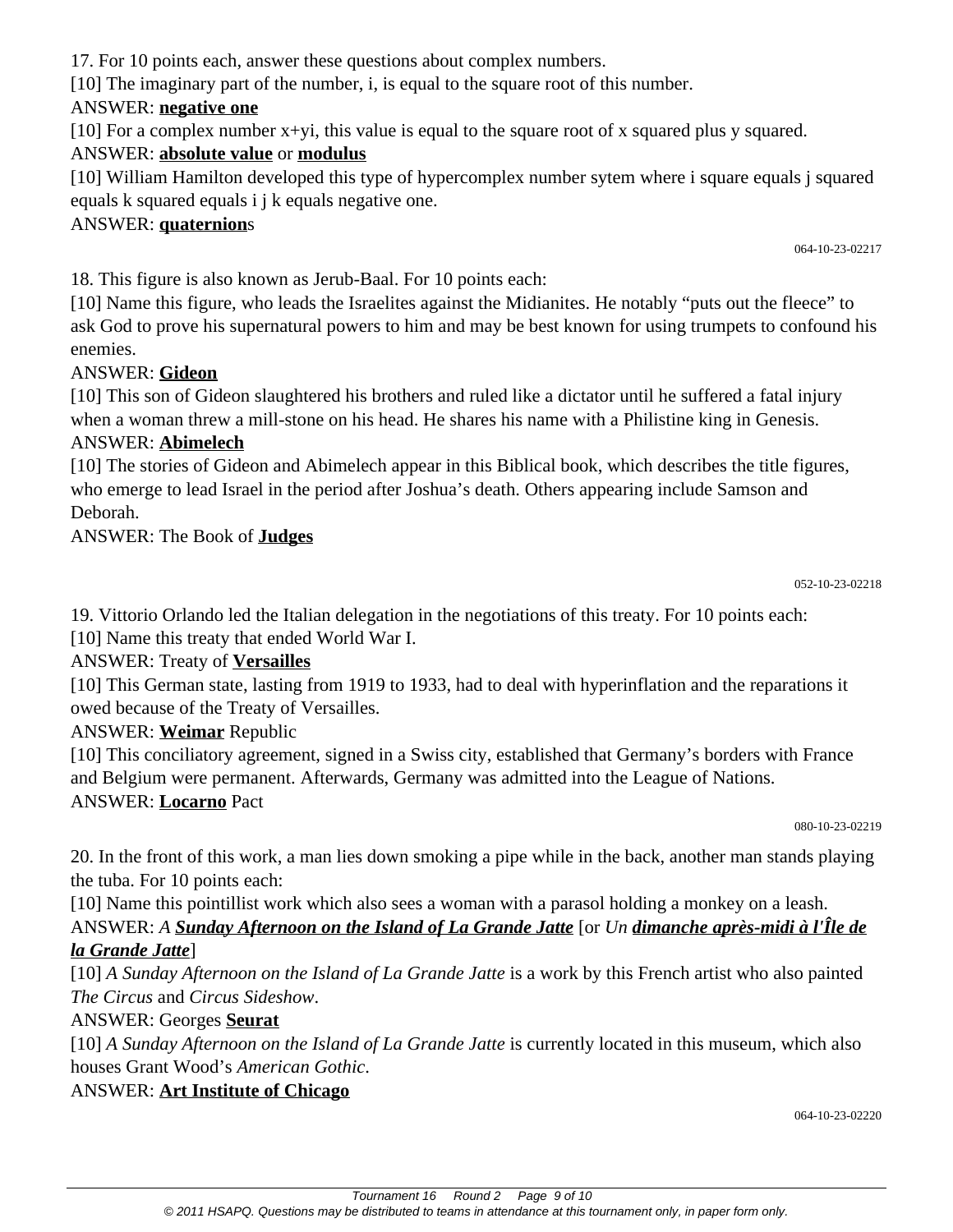17. For 10 points each, answer these questions about complex numbers.

[10] The imaginary part of the number, i, is equal to the square root of this number.

ANSWER: **negative one**

[10] For a complex number x+yi, this value is equal to the square root of x squared plus y squared.

ANSWER: **absolute value** or **modulus**

[10] William Hamilton developed this type of hypercomplex number sytem where i square equals j squared equals k squared equals i j k equals negative one.

ANSWER: **quaternion**s

064-10-23-02217

18. This figure is also known as Jerub-Baal. For 10 points each:

[10] Name this figure, who leads the Israelites against the Midianites. He notably "puts out the fleece" to ask God to prove his supernatural powers to him and may be best known for using trumpets to confound his enemies.

ANSWER: **Gideon**

[10] This son of Gideon slaughtered his brothers and ruled like a dictator until he suffered a fatal injury when a woman threw a mill-stone on his head. He shares his name with a Philistine king in Genesis.

ANSWER: **Abimelech**

[10] The stories of Gideon and Abimelech appear in this Biblical book, which describes the title figures, who emerge to lead Israel in the period after Joshua's death. Others appearing include Samson and Deborah.

ANSWER: The Book of **Judges**

052-10-23-02218

19. Vittorio Orlando led the Italian delegation in the negotiations of this treaty. For 10 points each:

[10] Name this treaty that ended World War I.

ANSWER: Treaty of **Versailles**

[10] This German state, lasting from 1919 to 1933, had to deal with hyperinflation and the reparations it owed because of the Treaty of Versailles.

ANSWER: **Weimar** Republic

[10] This conciliatory agreement, signed in a Swiss city, established that Germany's borders with France and Belgium were permanent. Afterwards, Germany was admitted into the League of Nations.

ANSWER: **Locarno** Pact

080-10-23-02219

20. In the front of this work, a man lies down smoking a pipe while in the back, another man stands playing the tuba. For 10 points each:

[10] Name this pointillist work which also sees a woman with a parasol holding a monkey on a leash.

ANSWER: *A **Sunday Afternoon on the Island of La Grande Jatte*** [or *Un **dimanche après-midi à l'Île de la Grande Jatte***]

[10] *A Sunday Afternoon on the Island of La Grande Jatte* is a work by this French artist who also painted *The Circus* and *Circus Sideshow*.

ANSWER: Georges **Seurat**

[10] *A Sunday Afternoon on the Island of La Grande Jatte* is currently located in this museum, which also houses Grant Wood's *American Gothic*.

ANSWER: **Art Institute of Chicago**

064-10-23-02220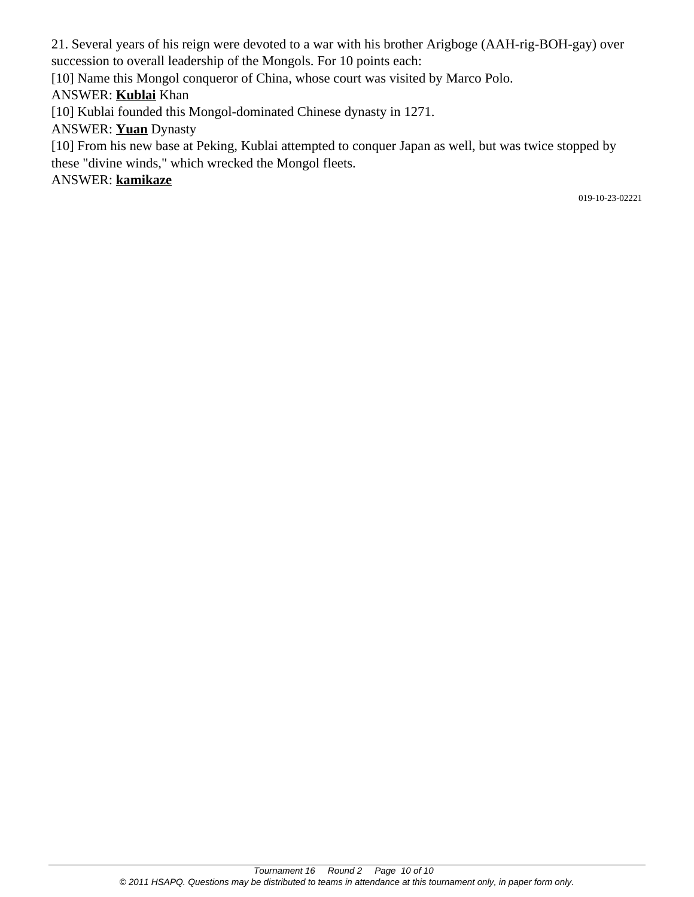21. Several years of his reign were devoted to a war with his brother Arigboge (AAH-rig-BOH-gay) over succession to overall leadership of the Mongols. For 10 points each:

[10] Name this Mongol conqueror of China, whose court was visited by Marco Polo.

ANSWER: **<u>Kublai</u>** Khan

[10] Kublai founded this Mongol-dominated Chinese dynasty in 1271.

ANSWER: **<u>Yuan</u>** Dynasty

[10] From his new base at Peking, Kublai attempted to conquer Japan as well, but was twice stopped by these "divine winds," which wrecked the Mongol fleets.

ANSWER: **<u>kamikaze</u>**

019-10-23-02221